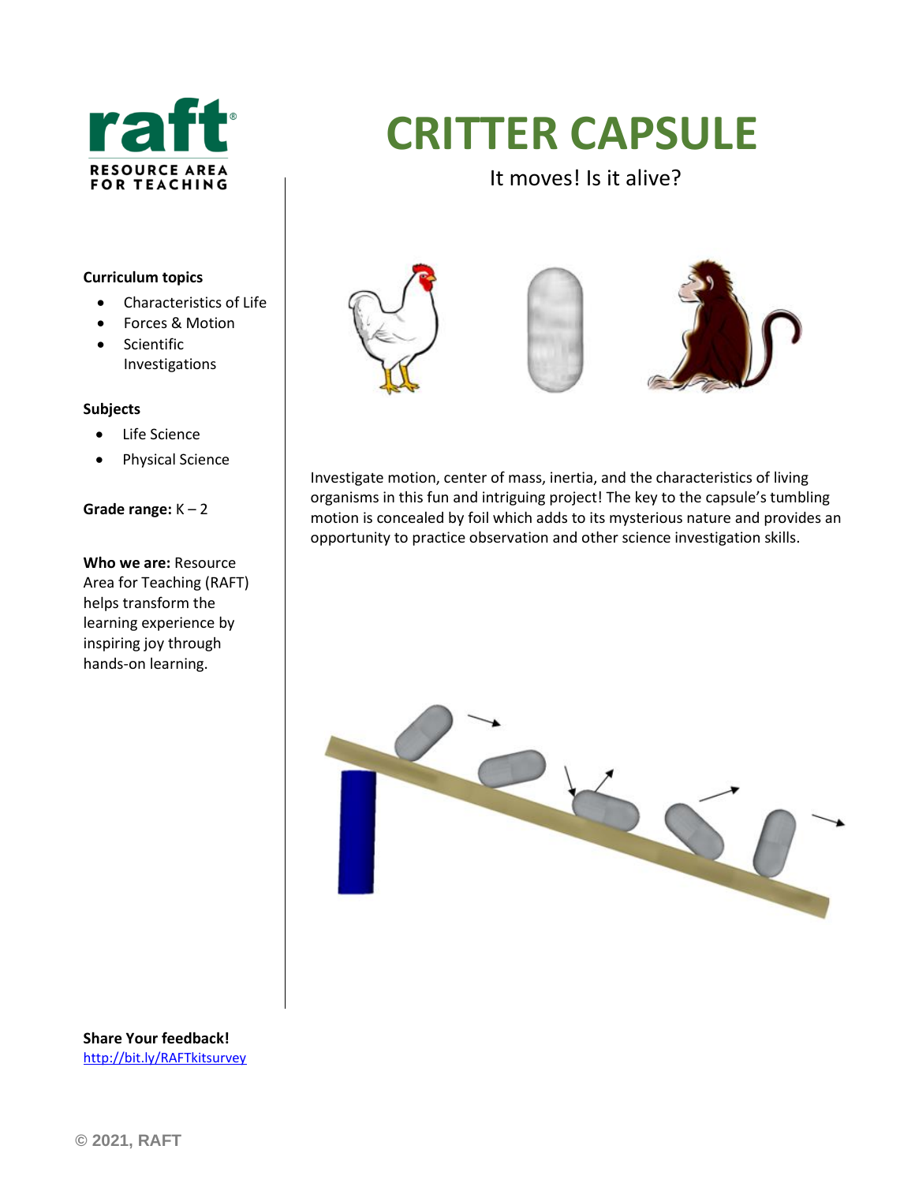raft

RESOURCE AREA FOR TEACHING

# CRITTER CAPSULE

It moves! Is it alive?

**Curriculum topics**

- Characteristics of Life
- Forces & Motion
- Scientific Investigations

**Subjects**

- Life Science
- Physical Science

**Grade range:** K – 2

**Who we are:** Resource Area for Teaching (RAFT) helps transform the learning experience by inspiring joy through hands-on learning.

Investigate motion, center of mass, inertia, and the characteristics of living organisms in this fun and intriguing project! The key to the capsule's tumbling motion is concealed by foil which adds to its mysterious nature and provides an opportunity to practice observation and other science investigation skills.

**Share Your feedback!**
http://bit.ly/RAFTkitsurvey

© 2021, RAFT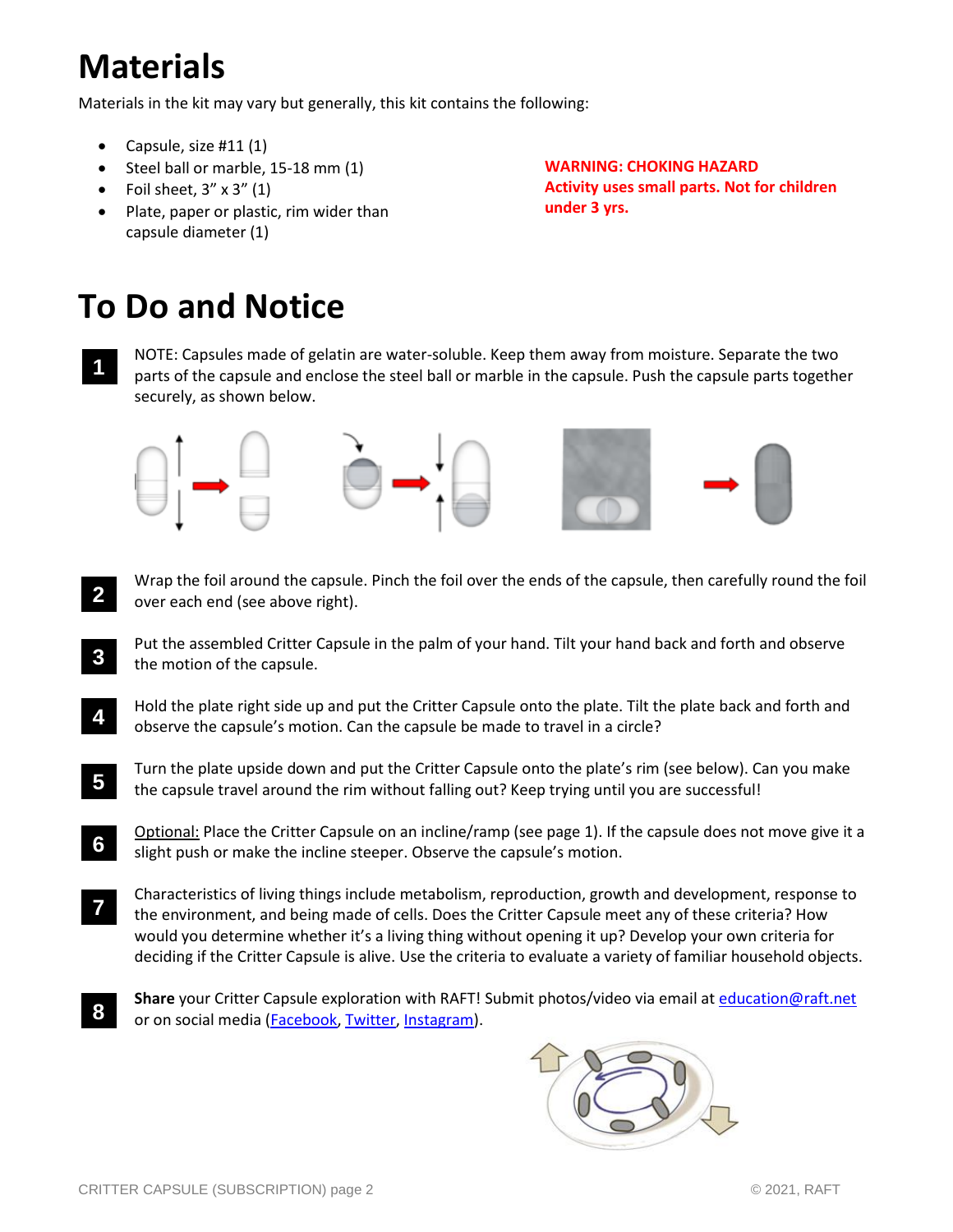# Materials

Materials in the kit may vary but generally, this kit contains the following:

- Capsule, size #11 (1)
- Steel ball or marble, 15-18 mm (1)
- Foil sheet, 3" x 3" (1)
- Plate, paper or plastic, rim wider than capsule diameter (1)

**WARNING: CHOKING HAZARD**
**Activity uses small parts. Not for children under 3 yrs.**

# To Do and Notice

**1** NOTE: Capsules made of gelatin are water-soluble. Keep them away from moisture. Separate the two parts of the capsule and enclose the steel ball or marble in the capsule. Push the capsule parts together securely, as shown below.

**2** Wrap the foil around the capsule. Pinch the foil over the ends of the capsule, then carefully round the foil over each end (see above right).

**3** Put the assembled Critter Capsule in the palm of your hand. Tilt your hand back and forth and observe the motion of the capsule.

**4** Hold the plate right side up and put the Critter Capsule onto the plate. Tilt the plate back and forth and observe the capsule's motion. Can the capsule be made to travel in a circle?

**5** Turn the plate upside down and put the Critter Capsule onto the plate's rim (see below). Can you make the capsule travel around the rim without falling out? Keep trying until you are successful!

**6** Optional: Place the Critter Capsule on an incline/ramp (see page 1). If the capsule does not move give it a slight push or make the incline steeper. Observe the capsule's motion.

**7** Characteristics of living things include metabolism, reproduction, growth and development, response to the environment, and being made of cells. Does the Critter Capsule meet any of these criteria? How would you determine whether it's a living thing without opening it up? Develop your own criteria for deciding if the Critter Capsule is alive. Use the criteria to evaluate a variety of familiar household objects.

**8** **Share** your Critter Capsule exploration with RAFT! Submit photos/video via email at education@raft.net or on social media (Facebook, Twitter, Instagram).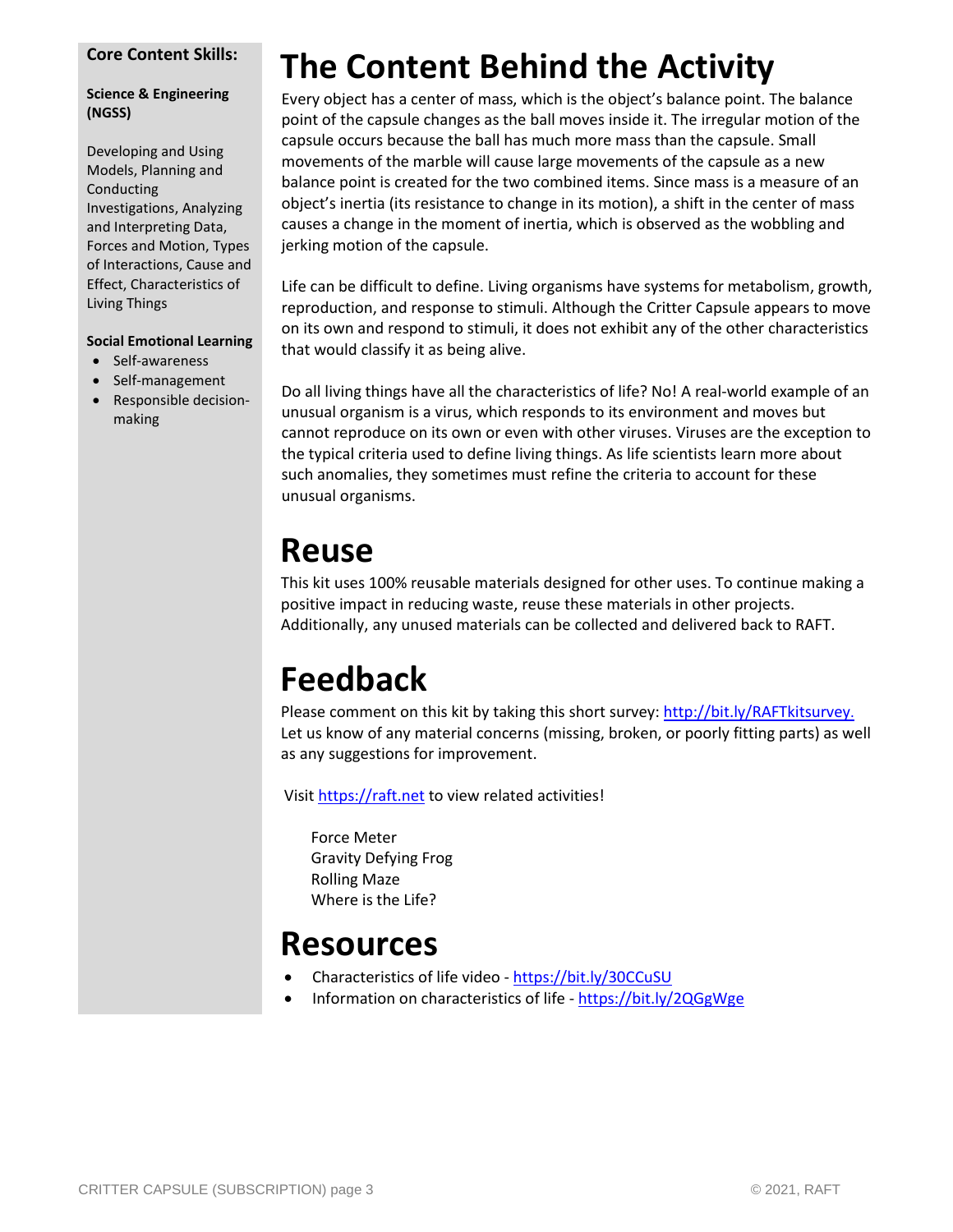**Core Content Skills:**

**Science & Engineering (NGSS)**

Developing and Using Models, Planning and Conducting Investigations, Analyzing and Interpreting Data, Forces and Motion, Types of Interactions, Cause and Effect, Characteristics of Living Things

**Social Emotional Learning**

- Self-awareness
- Self-management
- Responsible decision-making

# The Content Behind the Activity

Every object has a center of mass, which is the object's balance point. The balance point of the capsule changes as the ball moves inside it. The irregular motion of the capsule occurs because the ball has much more mass than the capsule. Small movements of the marble will cause large movements of the capsule as a new balance point is created for the two combined items. Since mass is a measure of an object's inertia (its resistance to change in its motion), a shift in the center of mass causes a change in the moment of inertia, which is observed as the wobbling and jerking motion of the capsule.

Life can be difficult to define. Living organisms have systems for metabolism, growth, reproduction, and response to stimuli. Although the Critter Capsule appears to move on its own and respond to stimuli, it does not exhibit any of the other characteristics that would classify it as being alive.

Do all living things have all the characteristics of life? No! A real-world example of an unusual organism is a virus, which responds to its environment and moves but cannot reproduce on its own or even with other viruses. Viruses are the exception to the typical criteria used to define living things. As life scientists learn more about such anomalies, they sometimes must refine the criteria to account for these unusual organisms.

# Reuse

This kit uses 100% reusable materials designed for other uses. To continue making a positive impact in reducing waste, reuse these materials in other projects. Additionally, any unused materials can be collected and delivered back to RAFT.

# Feedback

Please comment on this kit by taking this short survey: http://bit.ly/RAFTkitsurvey. Let us know of any material concerns (missing, broken, or poorly fitting parts) as well as any suggestions for improvement.

Visit https://raft.net to view related activities!

Force Meter
Gravity Defying Frog
Rolling Maze
Where is the Life?

# Resources

- Characteristics of life video - https://bit.ly/30CCuSU
- Information on characteristics of life - https://bit.ly/2QGgWge